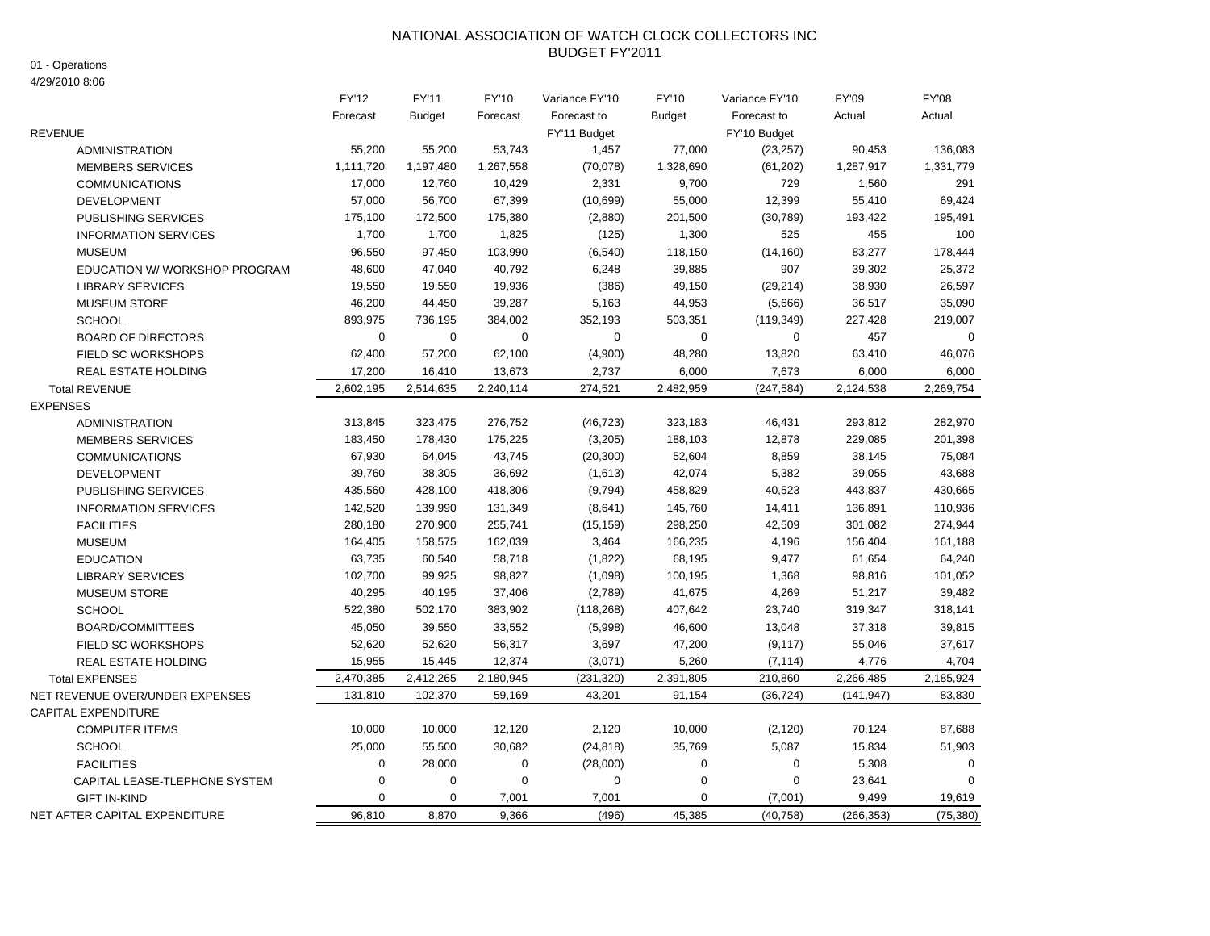# NATIONAL ASSOCIATION OF WATCH CLOCK COLLECTORS INC
## BUDGET FY'2011

01 - Operations
4/29/2010 8:06

| | FY'12 Forecast | FY'11 Budget | FY'10 Forecast | Variance FY'10 Forecast to FY'11 Budget | FY'10 Budget | Variance FY'10 Forecast to FY'10 Budget | FY'09 Actual | FY'08 Actual |
|---|---|---|---|---|---|---|---|---|
| REVENUE | | | | | | | | |
| ADMINISTRATION | 55,200 | 55,200 | 53,743 | 1,457 | 77,000 | (23,257) | 90,453 | 136,083 |
| MEMBERS SERVICES | 1,111,720 | 1,197,480 | 1,267,558 | (70,078) | 1,328,690 | (61,202) | 1,287,917 | 1,331,779 |
| COMMUNICATIONS | 17,000 | 12,760 | 10,429 | 2,331 | 9,700 | 729 | 1,560 | 291 |
| DEVELOPMENT | 57,000 | 56,700 | 67,399 | (10,699) | 55,000 | 12,399 | 55,410 | 69,424 |
| PUBLISHING SERVICES | 175,100 | 172,500 | 175,380 | (2,880) | 201,500 | (30,789) | 193,422 | 195,491 |
| INFORMATION SERVICES | 1,700 | 1,700 | 1,825 | (125) | 1,300 | 525 | 455 | 100 |
| MUSEUM | 96,550 | 97,450 | 103,990 | (6,540) | 118,150 | (14,160) | 83,277 | 178,444 |
| EDUCATION W/ WORKSHOP PROGRAM | 48,600 | 47,040 | 40,792 | 6,248 | 39,885 | 907 | 39,302 | 25,372 |
| LIBRARY SERVICES | 19,550 | 19,550 | 19,936 | (386) | 49,150 | (29,214) | 38,930 | 26,597 |
| MUSEUM STORE | 46,200 | 44,450 | 39,287 | 5,163 | 44,953 | (5,666) | 36,517 | 35,090 |
| SCHOOL | 893,975 | 736,195 | 384,002 | 352,193 | 503,351 | (119,349) | 227,428 | 219,007 |
| BOARD OF DIRECTORS | 0 | 0 | 0 | 0 | 0 | 0 | 457 | 0 |
| FIELD SC WORKSHOPS | 62,400 | 57,200 | 62,100 | (4,900) | 48,280 | 13,820 | 63,410 | 46,076 |
| REAL ESTATE HOLDING | 17,200 | 16,410 | 13,673 | 2,737 | 6,000 | 7,673 | 6,000 | 6,000 |
| Total REVENUE | 2,602,195 | 2,514,635 | 2,240,114 | 274,521 | 2,482,959 | (247,584) | 2,124,538 | 2,269,754 |
| EXPENSES | | | | | | | | |
| ADMINISTRATION | 313,845 | 323,475 | 276,752 | (46,723) | 323,183 | 46,431 | 293,812 | 282,970 |
| MEMBERS SERVICES | 183,450 | 178,430 | 175,225 | (3,205) | 188,103 | 12,878 | 229,085 | 201,398 |
| COMMUNICATIONS | 67,930 | 64,045 | 43,745 | (20,300) | 52,604 | 8,859 | 38,145 | 75,084 |
| DEVELOPMENT | 39,760 | 38,305 | 36,692 | (1,613) | 42,074 | 5,382 | 39,055 | 43,688 |
| PUBLISHING SERVICES | 435,560 | 428,100 | 418,306 | (9,794) | 458,829 | 40,523 | 443,837 | 430,665 |
| INFORMATION SERVICES | 142,520 | 139,990 | 131,349 | (8,641) | 145,760 | 14,411 | 136,891 | 110,936 |
| FACILITIES | 280,180 | 270,900 | 255,741 | (15,159) | 298,250 | 42,509 | 301,082 | 274,944 |
| MUSEUM | 164,405 | 158,575 | 162,039 | 3,464 | 166,235 | 4,196 | 156,404 | 161,188 |
| EDUCATION | 63,735 | 60,540 | 58,718 | (1,822) | 68,195 | 9,477 | 61,654 | 64,240 |
| LIBRARY SERVICES | 102,700 | 99,925 | 98,827 | (1,098) | 100,195 | 1,368 | 98,816 | 101,052 |
| MUSEUM STORE | 40,295 | 40,195 | 37,406 | (2,789) | 41,675 | 4,269 | 51,217 | 39,482 |
| SCHOOL | 522,380 | 502,170 | 383,902 | (118,268) | 407,642 | 23,740 | 319,347 | 318,141 |
| BOARD/COMMITTEES | 45,050 | 39,550 | 33,552 | (5,998) | 46,600 | 13,048 | 37,318 | 39,815 |
| FIELD SC WORKSHOPS | 52,620 | 52,620 | 56,317 | 3,697 | 47,200 | (9,117) | 55,046 | 37,617 |
| REAL ESTATE HOLDING | 15,955 | 15,445 | 12,374 | (3,071) | 5,260 | (7,114) | 4,776 | 4,704 |
| Total EXPENSES | 2,470,385 | 2,412,265 | 2,180,945 | (231,320) | 2,391,805 | 210,860 | 2,266,485 | 2,185,924 |
| NET REVENUE OVER/UNDER EXPENSES | 131,810 | 102,370 | 59,169 | 43,201 | 91,154 | (36,724) | (141,947) | 83,830 |
| CAPITAL EXPENDITURE | | | | | | | | |
| COMPUTER ITEMS | 10,000 | 10,000 | 12,120 | 2,120 | 10,000 | (2,120) | 70,124 | 87,688 |
| SCHOOL | 25,000 | 55,500 | 30,682 | (24,818) | 35,769 | 5,087 | 15,834 | 51,903 |
| FACILITIES | 0 | 28,000 | 0 | (28,000) | 0 | 0 | 5,308 | 0 |
| CAPITAL LEASE-TLEPHONE SYSTEM | 0 | 0 | 0 | 0 | 0 | 0 | 23,641 | 0 |
| GIFT IN-KIND | 0 | 0 | 7,001 | 7,001 | 0 | (7,001) | 9,499 | 19,619 |
| NET AFTER CAPITAL EXPENDITURE | 96,810 | 8,870 | 9,366 | (496) | 45,385 | (40,758) | (266,353) | (75,380) |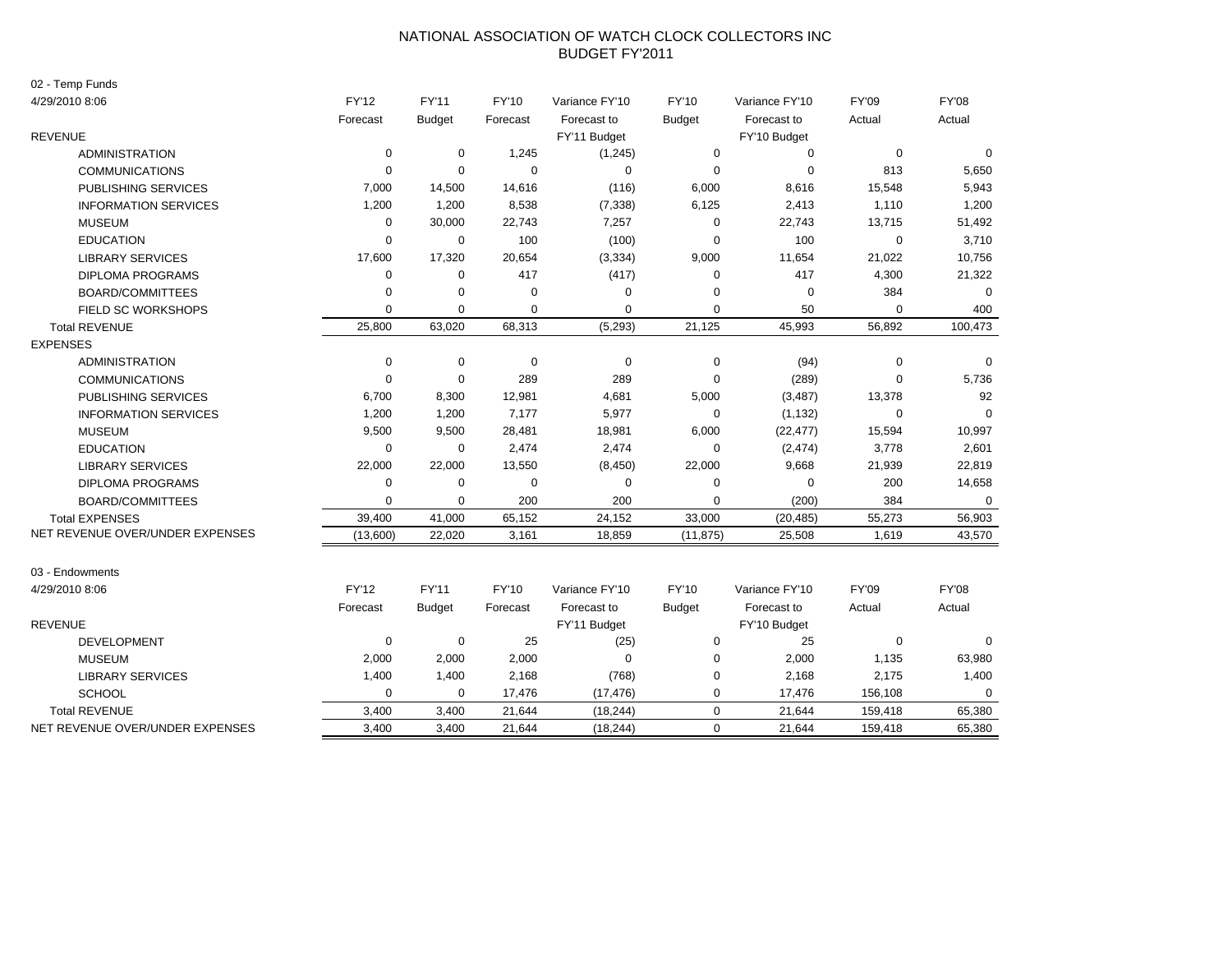# NATIONAL ASSOCIATION OF WATCH CLOCK COLLECTORS INC
## BUDGET FY'2011

02 - Temp Funds

| 4/29/2010 8:06 | FY'12 Forecast | FY'11 Budget | FY'10 Forecast | Variance FY'10 Forecast to FY'11 Budget | FY'10 Budget | Variance FY'10 Forecast to FY'10 Budget | FY'09 Actual | FY'08 Actual |
|---|---|---|---|---|---|---|---|---|
| REVENUE | | | | | | | | |
| ADMINISTRATION | 0 | 0 | 1,245 | (1,245) | 0 | 0 | 0 | 0 |
| COMMUNICATIONS | 0 | 0 | 0 | 0 | 0 | 0 | 813 | 5,650 |
| PUBLISHING SERVICES | 7,000 | 14,500 | 14,616 | (116) | 6,000 | 8,616 | 15,548 | 5,943 |
| INFORMATION SERVICES | 1,200 | 1,200 | 8,538 | (7,338) | 6,125 | 2,413 | 1,110 | 1,200 |
| MUSEUM | 0 | 30,000 | 22,743 | 7,257 | 0 | 22,743 | 13,715 | 51,492 |
| EDUCATION | 0 | 0 | 100 | (100) | 0 | 100 | 0 | 3,710 |
| LIBRARY SERVICES | 17,600 | 17,320 | 20,654 | (3,334) | 9,000 | 11,654 | 21,022 | 10,756 |
| DIPLOMA PROGRAMS | 0 | 0 | 417 | (417) | 0 | 417 | 4,300 | 21,322 |
| BOARD/COMMITTEES | 0 | 0 | 0 | 0 | 0 | 0 | 384 | 0 |
| FIELD SC WORKSHOPS | 0 | 0 | 0 | 0 | 0 | 50 | 0 | 400 |
| Total REVENUE | 25,800 | 63,020 | 68,313 | (5,293) | 21,125 | 45,993 | 56,892 | 100,473 |
| EXPENSES | | | | | | | | |
| ADMINISTRATION | 0 | 0 | 0 | 0 | 0 | (94) | 0 | 0 |
| COMMUNICATIONS | 0 | 0 | 289 | 289 | 0 | (289) | 0 | 5,736 |
| PUBLISHING SERVICES | 6,700 | 8,300 | 12,981 | 4,681 | 5,000 | (3,487) | 13,378 | 92 |
| INFORMATION SERVICES | 1,200 | 1,200 | 7,177 | 5,977 | 0 | (1,132) | 0 | 0 |
| MUSEUM | 9,500 | 9,500 | 28,481 | 18,981 | 6,000 | (22,477) | 15,594 | 10,997 |
| EDUCATION | 0 | 0 | 2,474 | 2,474 | 0 | (2,474) | 3,778 | 2,601 |
| LIBRARY SERVICES | 22,000 | 22,000 | 13,550 | (8,450) | 22,000 | 9,668 | 21,939 | 22,819 |
| DIPLOMA PROGRAMS | 0 | 0 | 0 | 0 | 0 | 0 | 200 | 14,658 |
| BOARD/COMMITTEES | 0 | 0 | 200 | 200 | 0 | (200) | 384 | 0 |
| Total EXPENSES | 39,400 | 41,000 | 65,152 | 24,152 | 33,000 | (20,485) | 55,273 | 56,903 |
| NET REVENUE OVER/UNDER EXPENSES | (13,600) | 22,020 | 3,161 | 18,859 | (11,875) | 25,508 | 1,619 | 43,570 |

03 - Endowments

| 4/29/2010 8:06 | FY'12 Forecast | FY'11 Budget | FY'10 Forecast | Variance FY'10 Forecast to FY'11 Budget | FY'10 Budget | Variance FY'10 Forecast to FY'10 Budget | FY'09 Actual | FY'08 Actual |
|---|---|---|---|---|---|---|---|---|
| REVENUE | | | | | | | | |
| DEVELOPMENT | 0 | 0 | 25 | (25) | 0 | 25 | 0 | 0 |
| MUSEUM | 2,000 | 2,000 | 2,000 | 0 | 0 | 2,000 | 1,135 | 63,980 |
| LIBRARY SERVICES | 1,400 | 1,400 | 2,168 | (768) | 0 | 2,168 | 2,175 | 1,400 |
| SCHOOL | 0 | 0 | 17,476 | (17,476) | 0 | 17,476 | 156,108 | 0 |
| Total REVENUE | 3,400 | 3,400 | 21,644 | (18,244) | 0 | 21,644 | 159,418 | 65,380 |
| NET REVENUE OVER/UNDER EXPENSES | 3,400 | 3,400 | 21,644 | (18,244) | 0 | 21,644 | 159,418 | 65,380 |